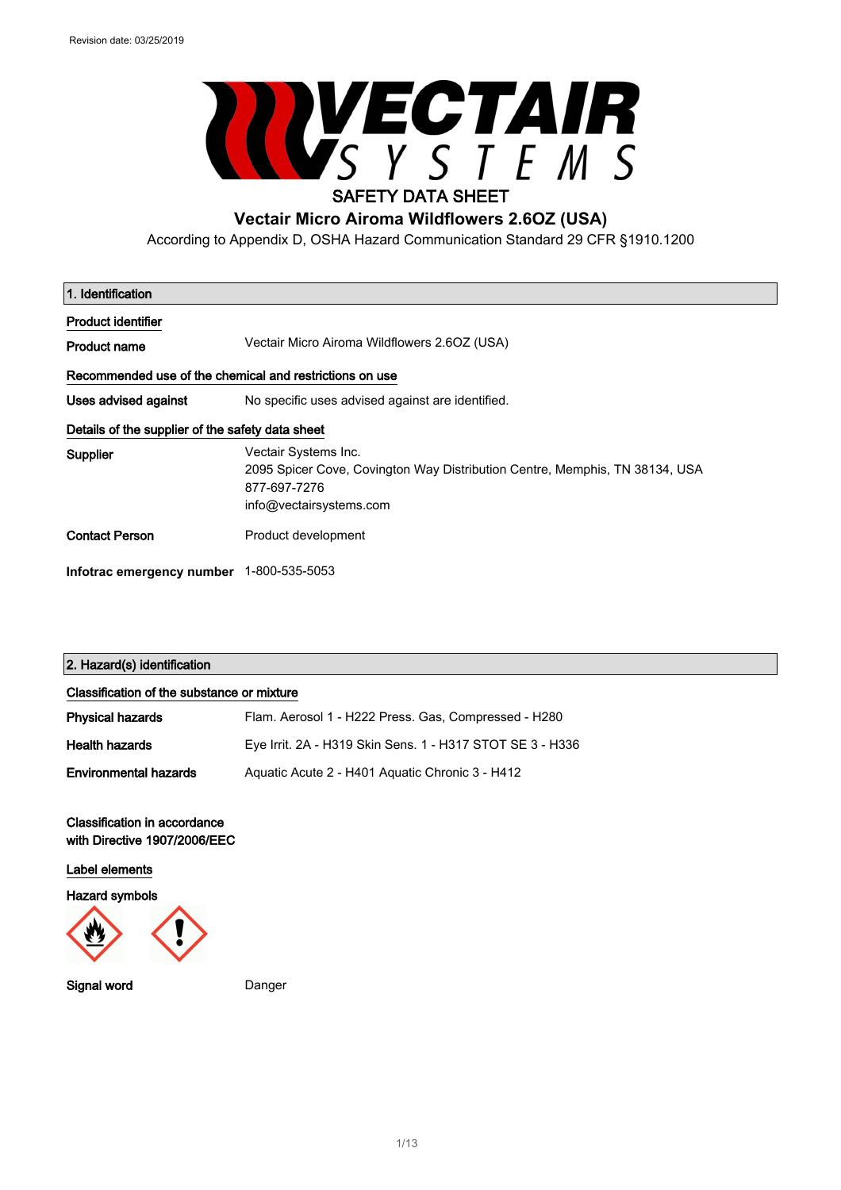Revision date: 03/25/2019

VECTAIR SYSTEMS

# SAFETY DATA SHEET

## Vectair Micro Airoma Wildflowers 2.6OZ (USA)

According to Appendix D, OSHA Hazard Communication Standard 29 CFR §1910.1200

### 1. Identification

**Product identifier**

**Product name** Vectair Micro Airoma Wildflowers 2.6OZ (USA)

**Recommended use of the chemical and restrictions on use**

**Uses advised against** No specific uses advised against are identified.

**Details of the supplier of the safety data sheet**

**Supplier**
Vectair Systems Inc.
2095 Spicer Cove, Covington Way Distribution Centre, Memphis, TN 38134, USA
877-697-7276
info@vectairsystems.com

**Contact Person** Product development

**Infotrac emergency number** 1-800-535-5053

### 2. Hazard(s) identification

**Classification of the substance or mixture**

**Physical hazards** Flam. Aerosol 1 - H222 Press. Gas, Compressed - H280

**Health hazards** Eye Irrit. 2A - H319 Skin Sens. 1 - H317 STOT SE 3 - H336

**Environmental hazards** Aquatic Acute 2 - H401 Aquatic Chronic 3 - H412

**Classification in accordance with Directive 1907/2006/EEC**

**Label elements**

**Hazard symbols**

**Signal word** Danger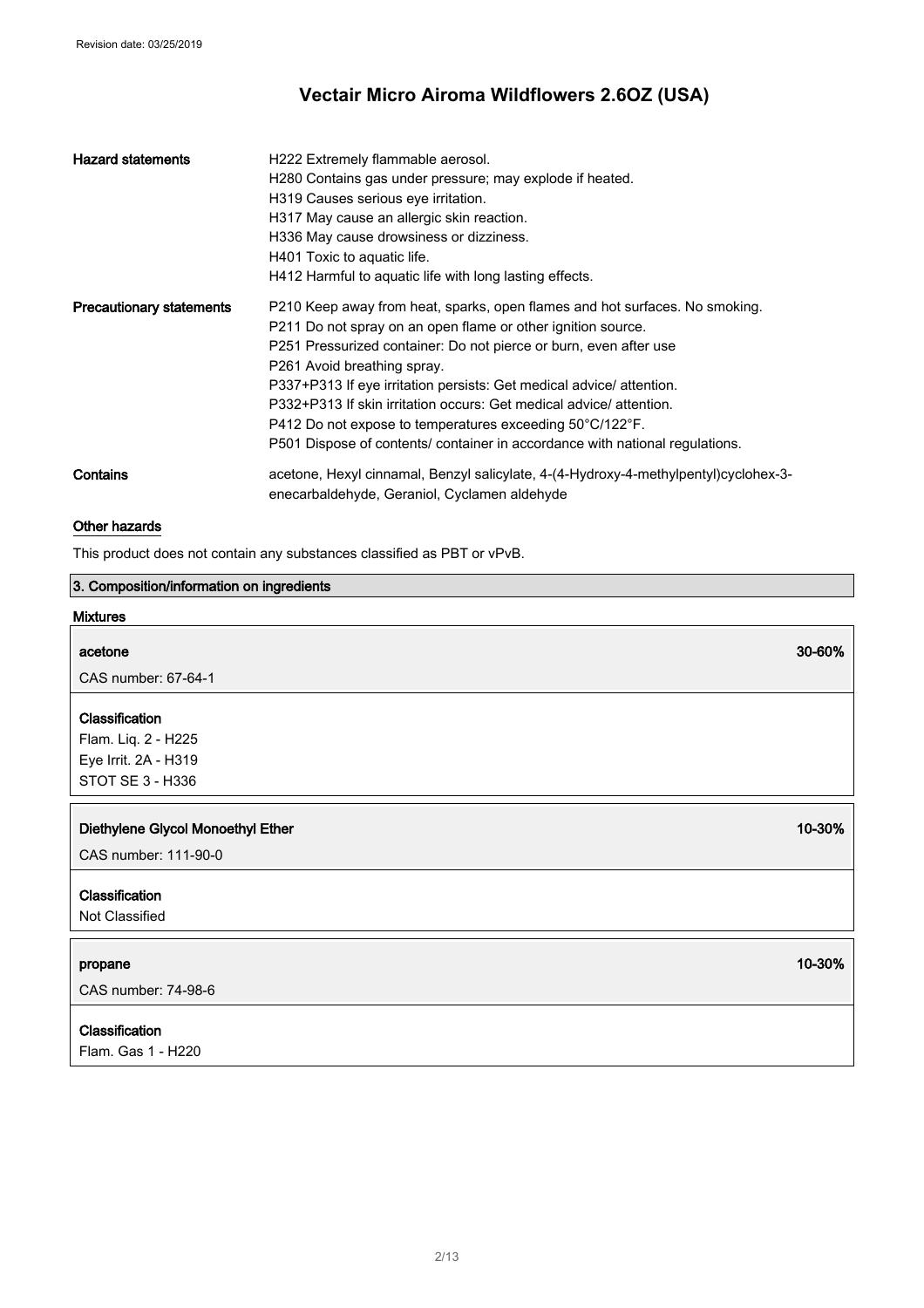| | |
|---|---|
| **Hazard statements** | H222 Extremely flammable aerosol.<br>H280 Contains gas under pressure; may explode if heated.<br>H319 Causes serious eye irritation.<br>H317 May cause an allergic skin reaction.<br>H336 May cause drowsiness or dizziness.<br>H401 Toxic to aquatic life.<br>H412 Harmful to aquatic life with long lasting effects. |
| **Precautionary statements** | P210 Keep away from heat, sparks, open flames and hot surfaces. No smoking.<br>P211 Do not spray on an open flame or other ignition source.<br>P251 Pressurized container: Do not pierce or burn, even after use<br>P261 Avoid breathing spray.<br>P337+P313 If eye irritation persists: Get medical advice/ attention.<br>P332+P313 If skin irritation occurs: Get medical advice/ attention.<br>P412 Do not expose to temperatures exceeding 50°C/122°F.<br>P501 Dispose of contents/ container in accordance with national regulations. |
| **Contains** | acetone, Hexyl cinnamal, Benzyl salicylate, 4-(4-Hydroxy-4-methylpentyl)cyclohex-3-enecarbaldehyde, Geraniol, Cyclamen aldehyde |

### Other hazards

This product does not contain any substances classified as PBT or vPvB.

## 3. Composition/information on ingredients

### Mixtures

**acetone** — 30-60%

CAS number: 67-64-1

**Classification**

Flam. Liq. 2 - H225
Eye Irrit. 2A - H319
STOT SE 3 - H336

**Diethylene Glycol Monoethyl Ether** — 10-30%

CAS number: 111-90-0

**Classification**

Not Classified

**propane** — 10-30%

CAS number: 74-98-6

**Classification**

Flam. Gas 1 - H220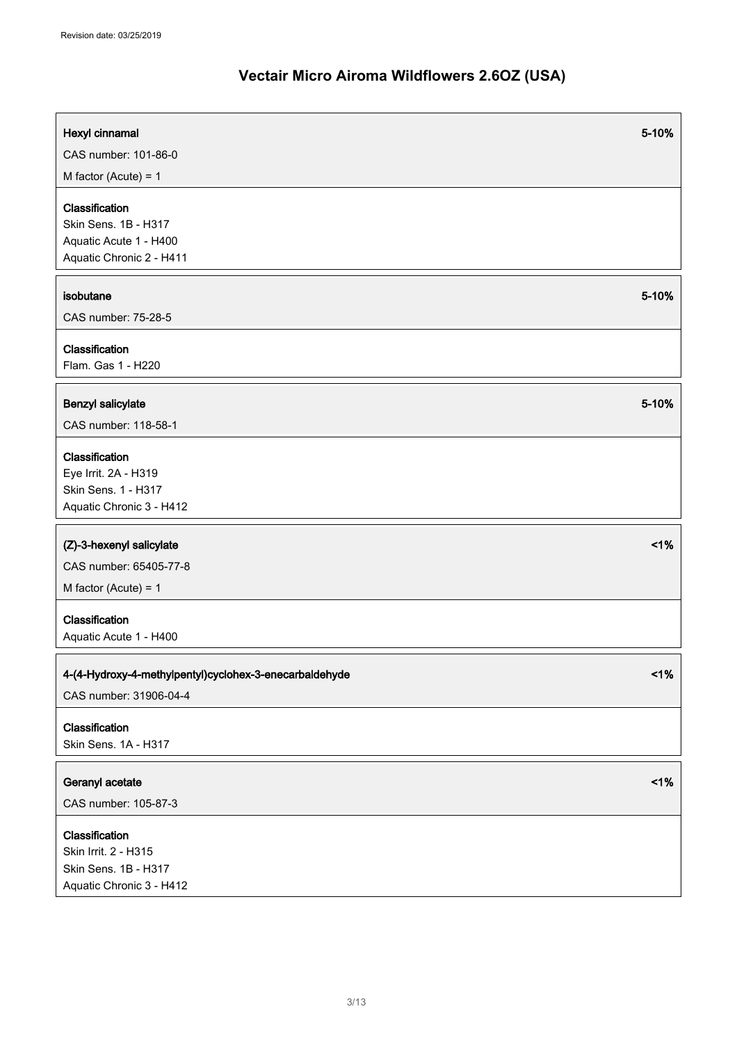Revision date: 03/25/2019

# Vectair Micro Airoma Wildflowers 2.6OZ (USA)

**Hexyl cinnamal** 5-10%

CAS number: 101-86-0

M factor (Acute) = 1

**Classification**

Skin Sens. 1B - H317

Aquatic Acute 1 - H400

Aquatic Chronic 2 - H411

**isobutane** 5-10%

CAS number: 75-28-5

**Classification**

Flam. Gas 1 - H220

**Benzyl salicylate** 5-10%

CAS number: 118-58-1

**Classification**

Eye Irrit. 2A - H319

Skin Sens. 1 - H317

Aquatic Chronic 3 - H412

**(Z)-3-hexenyl salicylate** <1%

CAS number: 65405-77-8

M factor (Acute) = 1

**Classification**

Aquatic Acute 1 - H400

**4-(4-Hydroxy-4-methylpentyl)cyclohex-3-enecarbaldehyde** <1%

CAS number: 31906-04-4

**Classification**

Skin Sens. 1A - H317

**Geranyl acetate** <1%

CAS number: 105-87-3

**Classification**

Skin Irrit. 2 - H315

Skin Sens. 1B - H317

Aquatic Chronic 3 - H412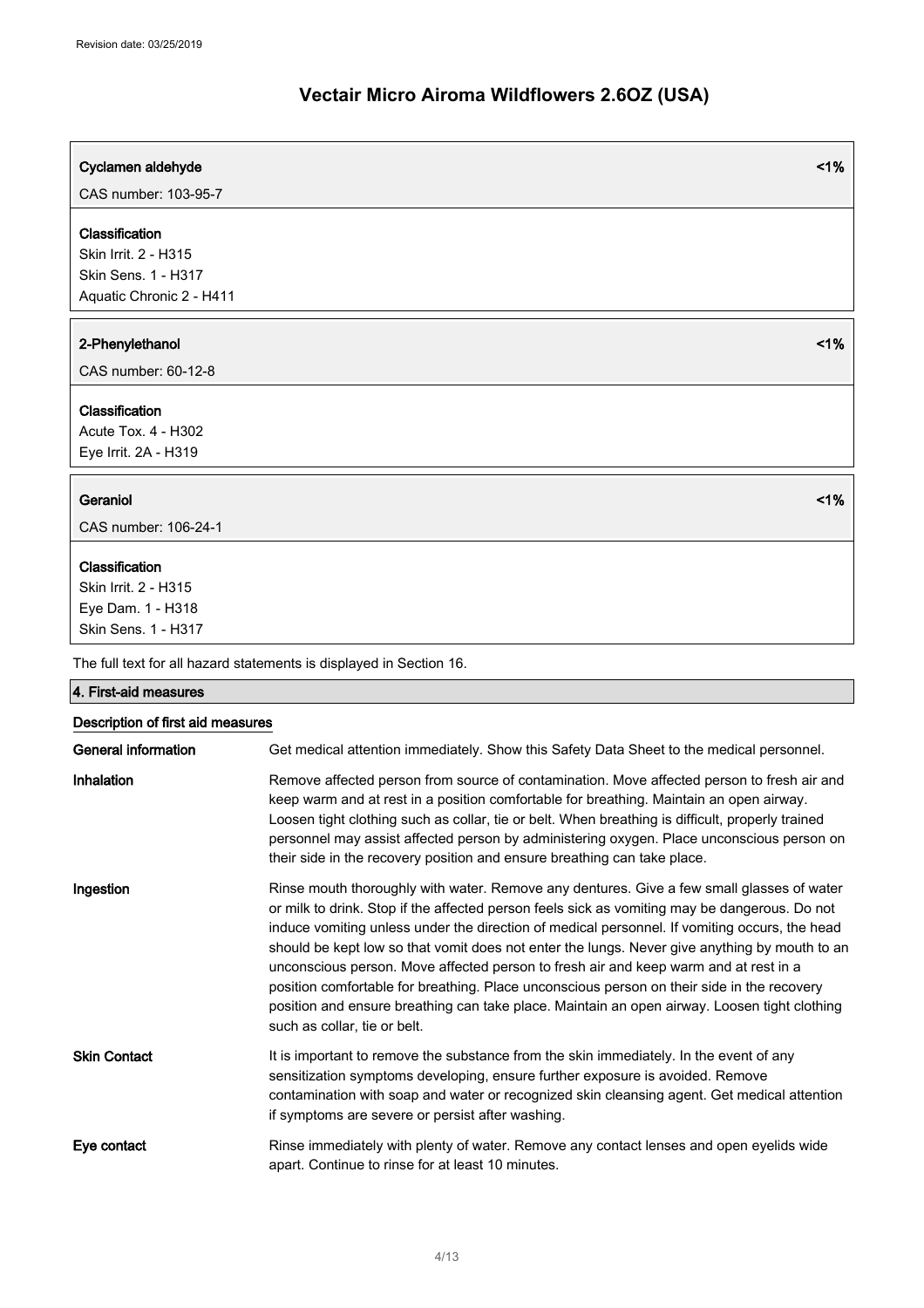**Cyclamen aldehyde** <1%

CAS number: 103-95-7

**Classification**

Skin Irrit. 2 - H315

Skin Sens. 1 - H317

Aquatic Chronic 2 - H411

**2-Phenylethanol** <1%

CAS number: 60-12-8

**Classification**

Acute Tox. 4 - H302

Eye Irrit. 2A - H319

**Geraniol** <1%

CAS number: 106-24-1

**Classification**

Skin Irrit. 2 - H315

Eye Dam. 1 - H318

Skin Sens. 1 - H317

The full text for all hazard statements is displayed in Section 16.

## 4. First-aid measures

### Description of first aid measures

**General information** Get medical attention immediately. Show this Safety Data Sheet to the medical personnel.

**Inhalation** Remove affected person from source of contamination. Move affected person to fresh air and keep warm and at rest in a position comfortable for breathing. Maintain an open airway. Loosen tight clothing such as collar, tie or belt. When breathing is difficult, properly trained personnel may assist affected person by administering oxygen. Place unconscious person on their side in the recovery position and ensure breathing can take place.

**Ingestion** Rinse mouth thoroughly with water. Remove any dentures. Give a few small glasses of water or milk to drink. Stop if the affected person feels sick as vomiting may be dangerous. Do not induce vomiting unless under the direction of medical personnel. If vomiting occurs, the head should be kept low so that vomit does not enter the lungs. Never give anything by mouth to an unconscious person. Move affected person to fresh air and keep warm and at rest in a position comfortable for breathing. Place unconscious person on their side in the recovery position and ensure breathing can take place. Maintain an open airway. Loosen tight clothing such as collar, tie or belt.

**Skin Contact** It is important to remove the substance from the skin immediately. In the event of any sensitization symptoms developing, ensure further exposure is avoided. Remove contamination with soap and water or recognized skin cleansing agent. Get medical attention if symptoms are severe or persist after washing.

**Eye contact** Rinse immediately with plenty of water. Remove any contact lenses and open eyelids wide apart. Continue to rinse for at least 10 minutes.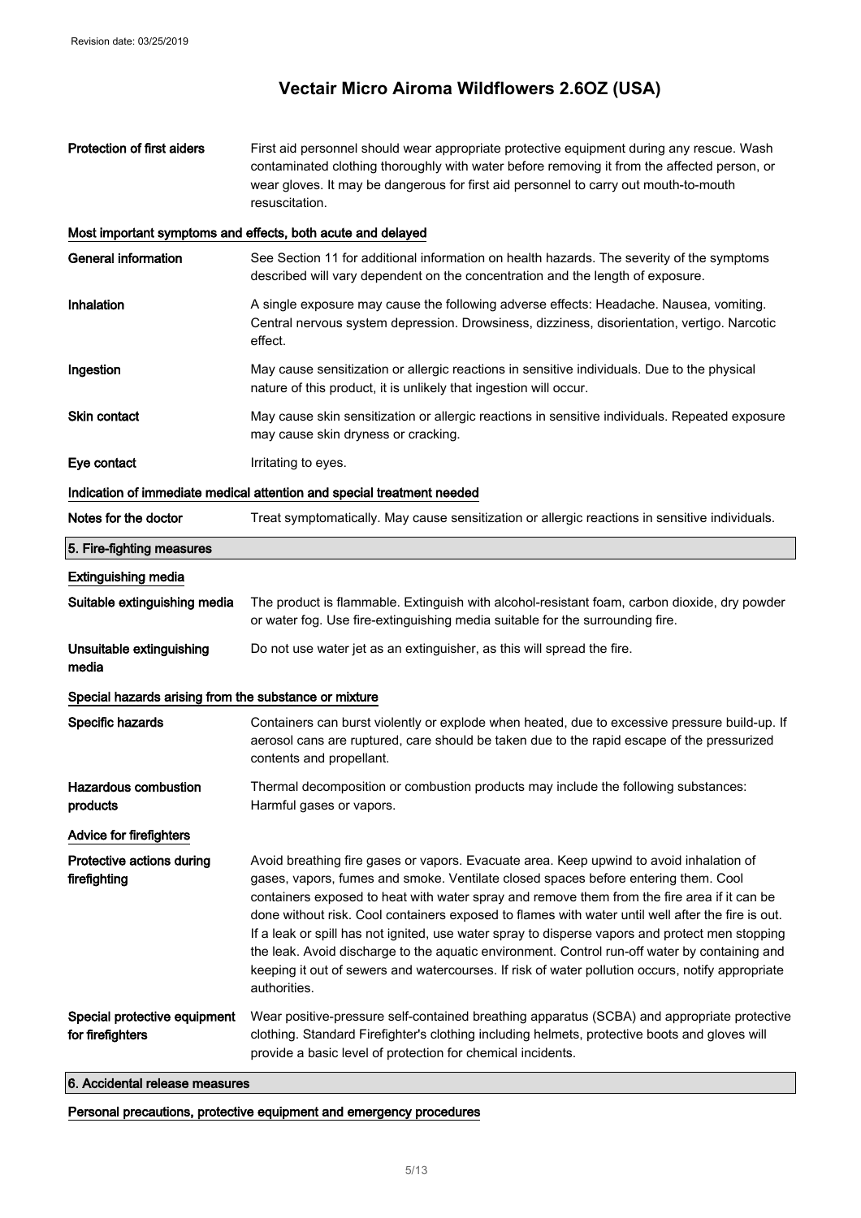| | |
|---|---|
| **Protection of first aiders** | First aid personnel should wear appropriate protective equipment during any rescue. Wash contaminated clothing thoroughly with water before removing it from the affected person, or wear gloves. It may be dangerous for first aid personnel to carry out mouth-to-mouth resuscitation. |

**Most important symptoms and effects, both acute and delayed**

| | |
|---|---|
| **General information** | See Section 11 for additional information on health hazards. The severity of the symptoms described will vary dependent on the concentration and the length of exposure. |
| **Inhalation** | A single exposure may cause the following adverse effects: Headache. Nausea, vomiting. Central nervous system depression. Drowsiness, dizziness, disorientation, vertigo. Narcotic effect. |
| **Ingestion** | May cause sensitization or allergic reactions in sensitive individuals. Due to the physical nature of this product, it is unlikely that ingestion will occur. |
| **Skin contact** | May cause skin sensitization or allergic reactions in sensitive individuals. Repeated exposure may cause skin dryness or cracking. |
| **Eye contact** | Irritating to eyes. |

**Indication of immediate medical attention and special treatment needed**

| | |
|---|---|
| **Notes for the doctor** | Treat symptomatically. May cause sensitization or allergic reactions in sensitive individuals. |

## 5. Fire-fighting measures

**Extinguishing media**

| | |
|---|---|
| **Suitable extinguishing media** | The product is flammable. Extinguish with alcohol-resistant foam, carbon dioxide, dry powder or water fog. Use fire-extinguishing media suitable for the surrounding fire. |
| **Unsuitable extinguishing media** | Do not use water jet as an extinguisher, as this will spread the fire. |

**Special hazards arising from the substance or mixture**

| | |
|---|---|
| **Specific hazards** | Containers can burst violently or explode when heated, due to excessive pressure build-up. If aerosol cans are ruptured, care should be taken due to the rapid escape of the pressurized contents and propellant. |
| **Hazardous combustion products** | Thermal decomposition or combustion products may include the following substances: Harmful gases or vapors. |

**Advice for firefighters**

| | |
|---|---|
| **Protective actions during firefighting** | Avoid breathing fire gases or vapors. Evacuate area. Keep upwind to avoid inhalation of gases, vapors, fumes and smoke. Ventilate closed spaces before entering them. Cool containers exposed to heat with water spray and remove them from the fire area if it can be done without risk. Cool containers exposed to flames with water until well after the fire is out. If a leak or spill has not ignited, use water spray to disperse vapors and protect men stopping the leak. Avoid discharge to the aquatic environment. Control run-off water by containing and keeping it out of sewers and watercourses. If risk of water pollution occurs, notify appropriate authorities. |
| **Special protective equipment for firefighters** | Wear positive-pressure self-contained breathing apparatus (SCBA) and appropriate protective clothing. Standard Firefighter's clothing including helmets, protective boots and gloves will provide a basic level of protection for chemical incidents. |

## 6. Accidental release measures

**Personal precautions, protective equipment and emergency procedures**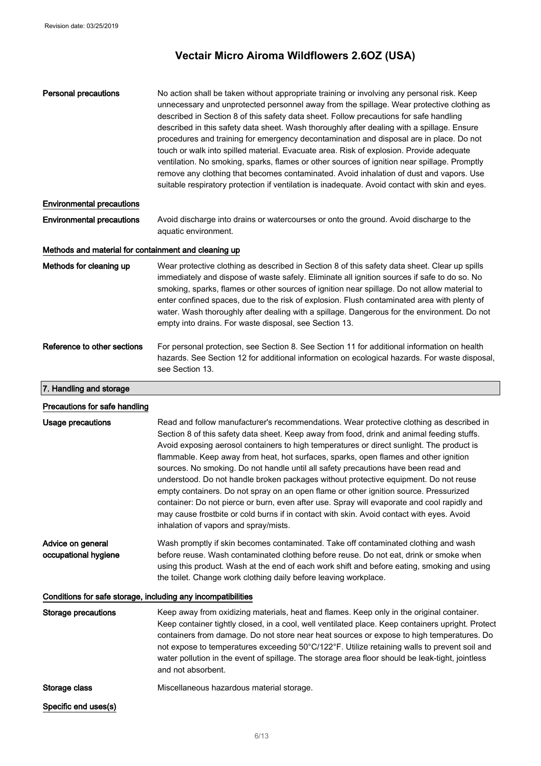**Personal precautions**

No action shall be taken without appropriate training or involving any personal risk. Keep unnecessary and unprotected personnel away from the spillage. Wear protective clothing as described in Section 8 of this safety data sheet. Follow precautions for safe handling described in this safety data sheet. Wash thoroughly after dealing with a spillage. Ensure procedures and training for emergency decontamination and disposal are in place. Do not touch or walk into spilled material. Evacuate area. Risk of explosion. Provide adequate ventilation. No smoking, sparks, flames or other sources of ignition near spillage. Promptly remove any clothing that becomes contaminated. Avoid inhalation of dust and vapors. Use suitable respiratory protection if ventilation is inadequate. Avoid contact with skin and eyes.

#### Environmental precautions

**Environmental precautions**

Avoid discharge into drains or watercourses or onto the ground. Avoid discharge to the aquatic environment.

#### Methods and material for containment and cleaning up

**Methods for cleaning up**

Wear protective clothing as described in Section 8 of this safety data sheet. Clear up spills immediately and dispose of waste safely. Eliminate all ignition sources if safe to do so. No smoking, sparks, flames or other sources of ignition near spillage. Do not allow material to enter confined spaces, due to the risk of explosion. Flush contaminated area with plenty of water. Wash thoroughly after dealing with a spillage. Dangerous for the environment. Do not empty into drains. For waste disposal, see Section 13.

**Reference to other sections**

For personal protection, see Section 8. See Section 11 for additional information on health hazards. See Section 12 for additional information on ecological hazards. For waste disposal, see Section 13.

## 7. Handling and storage

#### Precautions for safe handling

**Usage precautions**

Read and follow manufacturer's recommendations. Wear protective clothing as described in Section 8 of this safety data sheet. Keep away from food, drink and animal feeding stuffs. Avoid exposing aerosol containers to high temperatures or direct sunlight. The product is flammable. Keep away from heat, hot surfaces, sparks, open flames and other ignition sources. No smoking. Do not handle until all safety precautions have been read and understood. Do not handle broken packages without protective equipment. Do not reuse empty containers. Do not spray on an open flame or other ignition source. Pressurized container: Do not pierce or burn, even after use. Spray will evaporate and cool rapidly and may cause frostbite or cold burns if in contact with skin. Avoid contact with eyes. Avoid inhalation of vapors and spray/mists.

**Advice on general occupational hygiene**

Wash promptly if skin becomes contaminated. Take off contaminated clothing and wash before reuse. Wash contaminated clothing before reuse. Do not eat, drink or smoke when using this product. Wash at the end of each work shift and before eating, smoking and using the toilet. Change work clothing daily before leaving workplace.

#### Conditions for safe storage, including any incompatibilities

**Storage precautions**

Keep away from oxidizing materials, heat and flames. Keep only in the original container. Keep container tightly closed, in a cool, well ventilated place. Keep containers upright. Protect containers from damage. Do not store near heat sources or expose to high temperatures. Do not expose to temperatures exceeding 50°C/122°F. Utilize retaining walls to prevent soil and water pollution in the event of spillage. The storage area floor should be leak-tight, jointless and not absorbent.

**Storage class**

Miscellaneous hazardous material storage.

#### Specific end uses(s)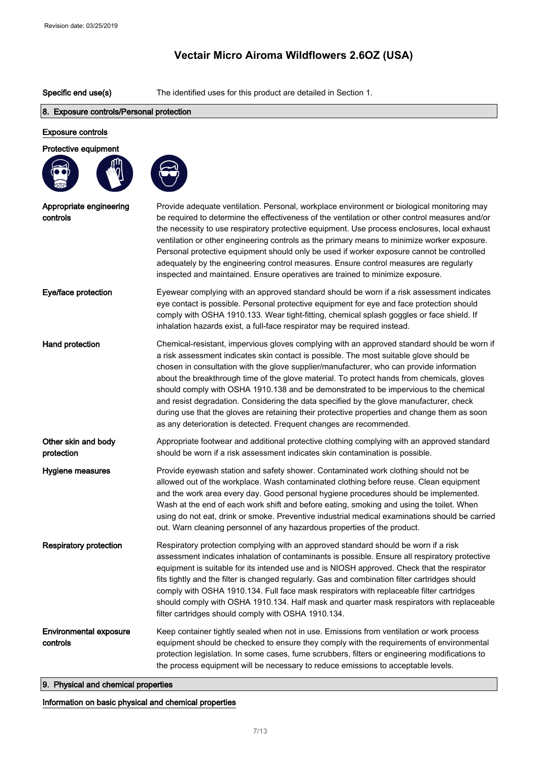**Specific end use(s)** The identified uses for this product are detailed in Section 1.

## 8. Exposure controls/Personal protection

### Exposure controls

**Protective equipment**

**Appropriate engineering controls**
Provide adequate ventilation. Personal, workplace environment or biological monitoring may be required to determine the effectiveness of the ventilation or other control measures and/or the necessity to use respiratory protective equipment. Use process enclosures, local exhaust ventilation or other engineering controls as the primary means to minimize worker exposure. Personal protective equipment should only be used if worker exposure cannot be controlled adequately by the engineering control measures. Ensure control measures are regularly inspected and maintained. Ensure operatives are trained to minimize exposure.

**Eye/face protection**
Eyewear complying with an approved standard should be worn if a risk assessment indicates eye contact is possible. Personal protective equipment for eye and face protection should comply with OSHA 1910.133. Wear tight-fitting, chemical splash goggles or face shield. If inhalation hazards exist, a full-face respirator may be required instead.

**Hand protection**
Chemical-resistant, impervious gloves complying with an approved standard should be worn if a risk assessment indicates skin contact is possible. The most suitable glove should be chosen in consultation with the glove supplier/manufacturer, who can provide information about the breakthrough time of the glove material. To protect hands from chemicals, gloves should comply with OSHA 1910.138 and be demonstrated to be impervious to the chemical and resist degradation. Considering the data specified by the glove manufacturer, check during use that the gloves are retaining their protective properties and change them as soon as any deterioration is detected. Frequent changes are recommended.

**Other skin and body protection**
Appropriate footwear and additional protective clothing complying with an approved standard should be worn if a risk assessment indicates skin contamination is possible.

**Hygiene measures**
Provide eyewash station and safety shower. Contaminated work clothing should not be allowed out of the workplace. Wash contaminated clothing before reuse. Clean equipment and the work area every day. Good personal hygiene procedures should be implemented. Wash at the end of each work shift and before eating, smoking and using the toilet. When using do not eat, drink or smoke. Preventive industrial medical examinations should be carried out. Warn cleaning personnel of any hazardous properties of the product.

**Respiratory protection**
Respiratory protection complying with an approved standard should be worn if a risk assessment indicates inhalation of contaminants is possible. Ensure all respiratory protective equipment is suitable for its intended use and is NIOSH approved. Check that the respirator fits tightly and the filter is changed regularly. Gas and combination filter cartridges should comply with OSHA 1910.134. Full face mask respirators with replaceable filter cartridges should comply with OSHA 1910.134. Half mask and quarter mask respirators with replaceable filter cartridges should comply with OSHA 1910.134.

**Environmental exposure controls**
Keep container tightly sealed when not in use. Emissions from ventilation or work process equipment should be checked to ensure they comply with the requirements of environmental protection legislation. In some cases, fume scrubbers, filters or engineering modifications to the process equipment will be necessary to reduce emissions to acceptable levels.

## 9. Physical and chemical properties

### Information on basic physical and chemical properties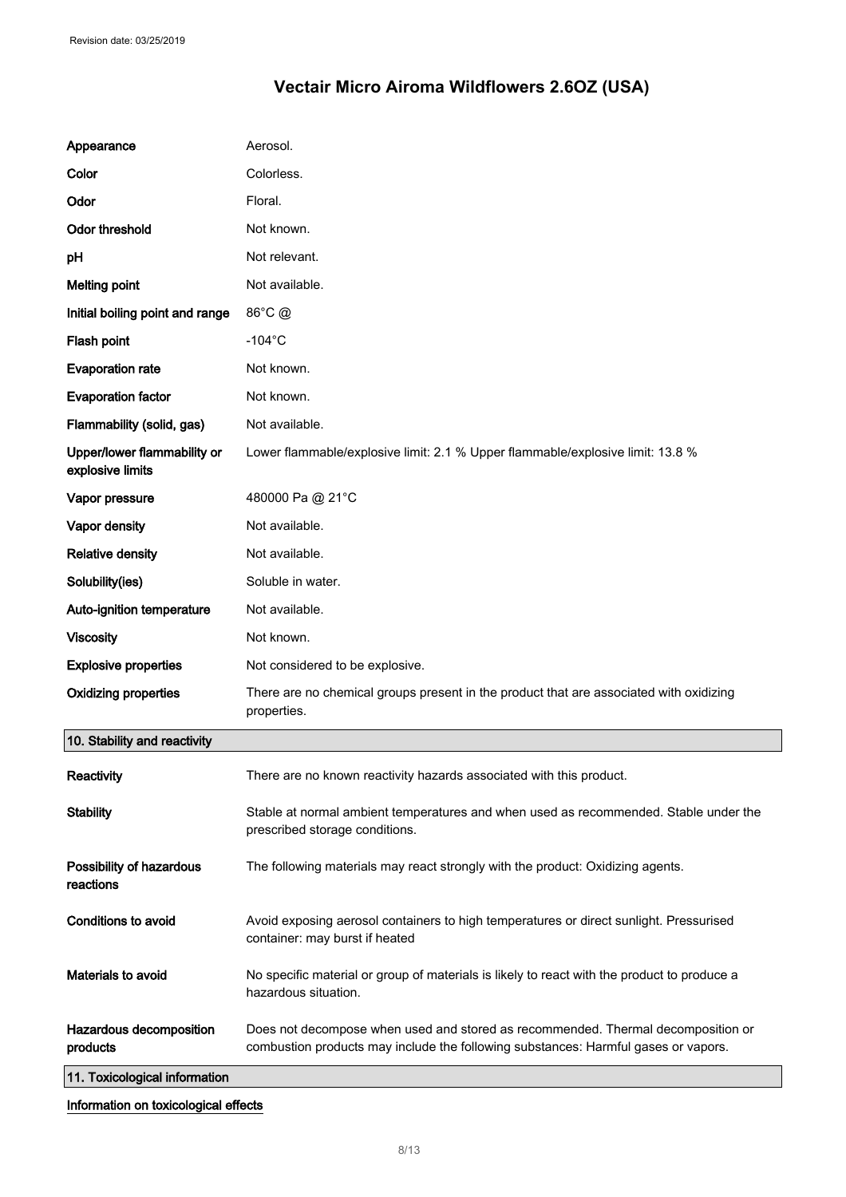# Vectair Micro Airoma Wildflowers 2.6OZ (USA)

| | |
|---|---|
| **Appearance** | Aerosol. |
| **Color** | Colorless. |
| **Odor** | Floral. |
| **Odor threshold** | Not known. |
| **pH** | Not relevant. |
| **Melting point** | Not available. |
| **Initial boiling point and range** | 86°C @ |
| **Flash point** | -104°C |
| **Evaporation rate** | Not known. |
| **Evaporation factor** | Not known. |
| **Flammability (solid, gas)** | Not available. |
| **Upper/lower flammability or explosive limits** | Lower flammable/explosive limit: 2.1 % Upper flammable/explosive limit: 13.8 % |
| **Vapor pressure** | 480000 Pa @ 21°C |
| **Vapor density** | Not available. |
| **Relative density** | Not available. |
| **Solubility(ies)** | Soluble in water. |
| **Auto-ignition temperature** | Not available. |
| **Viscosity** | Not known. |
| **Explosive properties** | Not considered to be explosive. |
| **Oxidizing properties** | There are no chemical groups present in the product that are associated with oxidizing properties. |

## 10. Stability and reactivity

| | |
|---|---|
| **Reactivity** | There are no known reactivity hazards associated with this product. |
| **Stability** | Stable at normal ambient temperatures and when used as recommended. Stable under the prescribed storage conditions. |
| **Possibility of hazardous reactions** | The following materials may react strongly with the product: Oxidizing agents. |
| **Conditions to avoid** | Avoid exposing aerosol containers to high temperatures or direct sunlight. Pressurised container: may burst if heated |
| **Materials to avoid** | No specific material or group of materials is likely to react with the product to produce a hazardous situation. |
| **Hazardous decomposition products** | Does not decompose when used and stored as recommended. Thermal decomposition or combustion products may include the following substances: Harmful gases or vapors. |

## 11. Toxicological information

**Information on toxicological effects**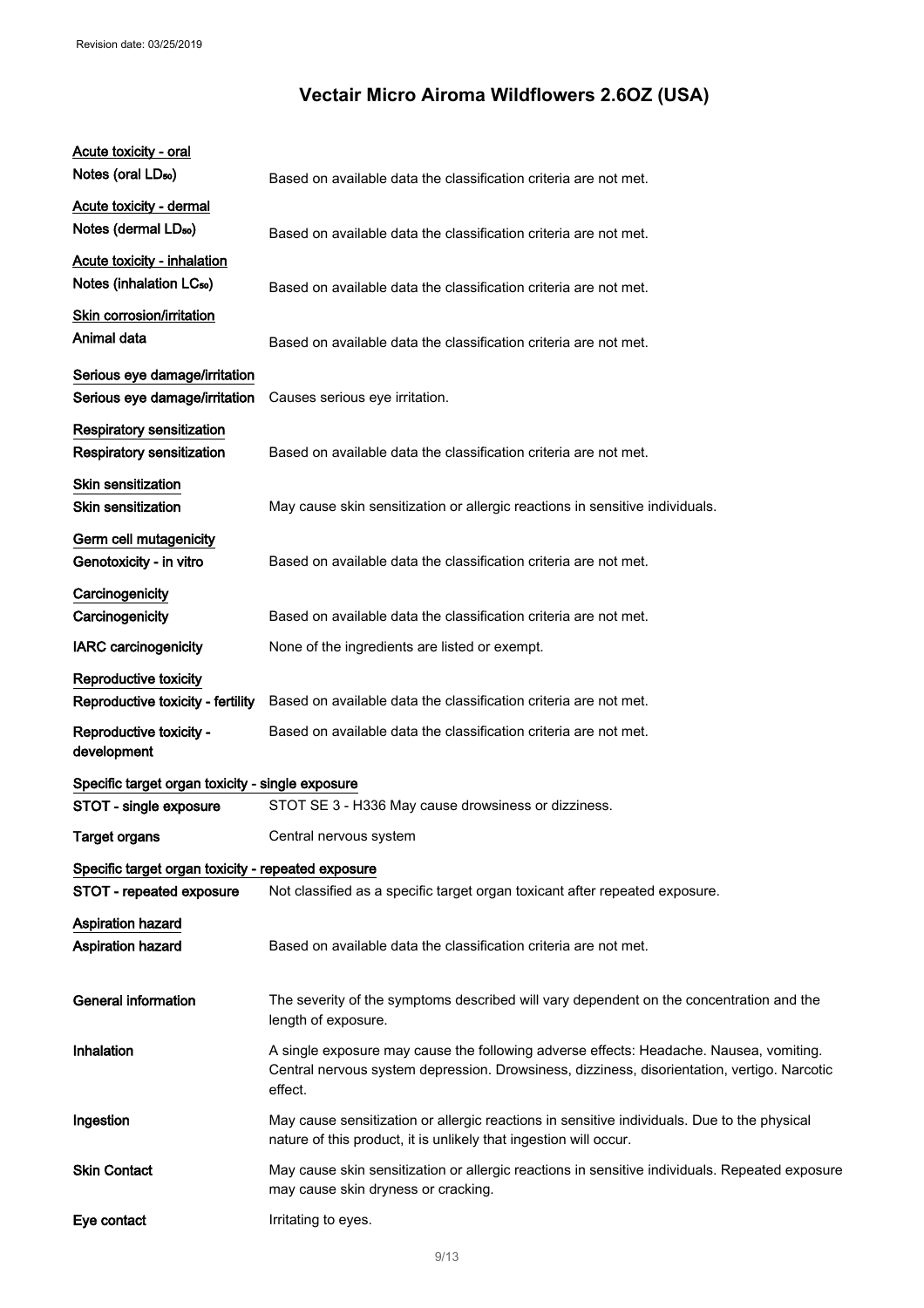Revision date: 03/25/2019

# Vectair Micro Airoma Wildflowers 2.6OZ (USA)

**Acute toxicity - oral**

| | |
|---|---|
| **Notes (oral $LD_{50}$)** | Based on available data the classification criteria are not met. |

**Acute toxicity - dermal**

| | |
|---|---|
| **Notes (dermal $LD_{50}$)** | Based on available data the classification criteria are not met. |

**Acute toxicity - inhalation**

| | |
|---|---|
| **Notes (inhalation $LC_{50}$)** | Based on available data the classification criteria are not met. |

**Skin corrosion/irritation**

| | |
|---|---|
| **Animal data** | Based on available data the classification criteria are not met. |

**Serious eye damage/irritation**

| | |
|---|---|
| **Serious eye damage/irritation** | Causes serious eye irritation. |

**Respiratory sensitization**

| | |
|---|---|
| **Respiratory sensitization** | Based on available data the classification criteria are not met. |

**Skin sensitization**

| | |
|---|---|
| **Skin sensitization** | May cause skin sensitization or allergic reactions in sensitive individuals. |

**Germ cell mutagenicity**

| | |
|---|---|
| **Genotoxicity - in vitro** | Based on available data the classification criteria are not met. |

**Carcinogenicity**

| | |
|---|---|
| **Carcinogenicity** | Based on available data the classification criteria are not met. |
| **IARC carcinogenicity** | None of the ingredients are listed or exempt. |

**Reproductive toxicity**

| | |
|---|---|
| **Reproductive toxicity - fertility** | Based on available data the classification criteria are not met. |
| **Reproductive toxicity - development** | Based on available data the classification criteria are not met. |

**Specific target organ toxicity - single exposure**

| | |
|---|---|
| **STOT - single exposure** | STOT SE 3 - H336 May cause drowsiness or dizziness. |
| **Target organs** | Central nervous system |

**Specific target organ toxicity - repeated exposure**

| | |
|---|---|
| **STOT - repeated exposure** | Not classified as a specific target organ toxicant after repeated exposure. |

**Aspiration hazard**

| | |
|---|---|
| **Aspiration hazard** | Based on available data the classification criteria are not met. |

| | |
|---|---|
| **General information** | The severity of the symptoms described will vary dependent on the concentration and the length of exposure. |
| **Inhalation** | A single exposure may cause the following adverse effects: Headache. Nausea, vomiting. Central nervous system depression. Drowsiness, dizziness, disorientation, vertigo. Narcotic effect. |
| **Ingestion** | May cause sensitization or allergic reactions in sensitive individuals. Due to the physical nature of this product, it is unlikely that ingestion will occur. |
| **Skin Contact** | May cause skin sensitization or allergic reactions in sensitive individuals. Repeated exposure may cause skin dryness or cracking. |
| **Eye contact** | Irritating to eyes. |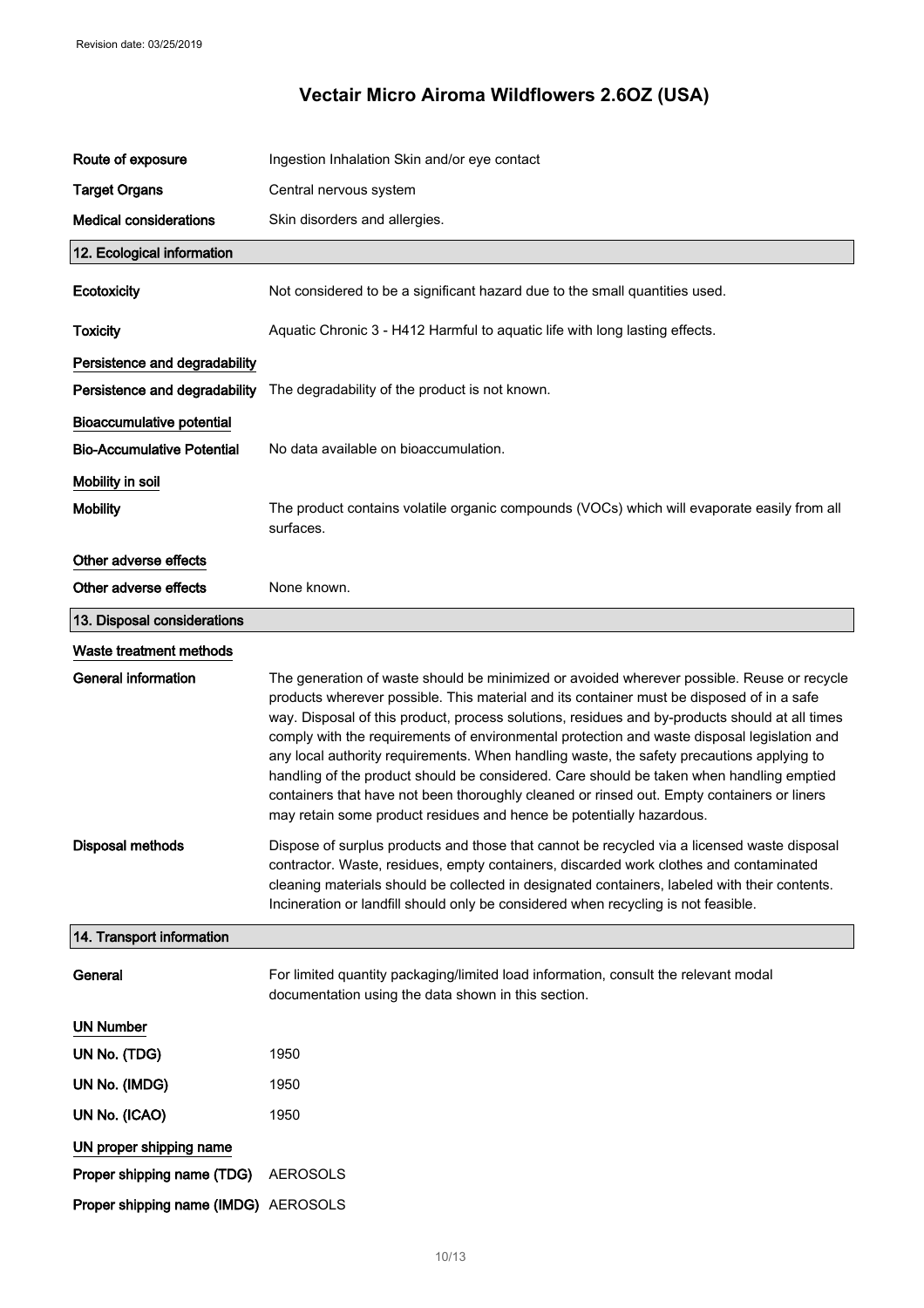| | |
|---|---|
| **Route of exposure** | Ingestion Inhalation Skin and/or eye contact |
| **Target Organs** | Central nervous system |
| **Medical considerations** | Skin disorders and allergies. |

## 12. Ecological information

| | |
|---|---|
| **Ecotoxicity** | Not considered to be a significant hazard due to the small quantities used. |
| **Toxicity** | Aquatic Chronic 3 - H412 Harmful to aquatic life with long lasting effects. |

**Persistence and degradability**

| | |
|---|---|
| **Persistence and degradability** | The degradability of the product is not known. |

**Bioaccumulative potential**

| | |
|---|---|
| **Bio-Accumulative Potential** | No data available on bioaccumulation. |

**Mobility in soil**

| | |
|---|---|
| **Mobility** | The product contains volatile organic compounds (VOCs) which will evaporate easily from all surfaces. |

**Other adverse effects**

| | |
|---|---|
| **Other adverse effects** | None known. |

## 13. Disposal considerations

**Waste treatment methods**

| | |
|---|---|
| **General information** | The generation of waste should be minimized or avoided wherever possible. Reuse or recycle products wherever possible. This material and its container must be disposed of in a safe way. Disposal of this product, process solutions, residues and by-products should at all times comply with the requirements of environmental protection and waste disposal legislation and any local authority requirements. When handling waste, the safety precautions applying to handling of the product should be considered. Care should be taken when handling emptied containers that have not been thoroughly cleaned or rinsed out. Empty containers or liners may retain some product residues and hence be potentially hazardous. |
| **Disposal methods** | Dispose of surplus products and those that cannot be recycled via a licensed waste disposal contractor. Waste, residues, empty containers, discarded work clothes and contaminated cleaning materials should be collected in designated containers, labeled with their contents. Incineration or landfill should only be considered when recycling is not feasible. |

## 14. Transport information

| | |
|---|---|
| **General** | For limited quantity packaging/limited load information, consult the relevant modal documentation using the data shown in this section. |

**UN Number**

| | |
|---|---|
| **UN No. (TDG)** | 1950 |
| **UN No. (IMDG)** | 1950 |
| **UN No. (ICAO)** | 1950 |

**UN proper shipping name**

| | |
|---|---|
| **Proper shipping name (TDG)** | AEROSOLS |
| **Proper shipping name (IMDG)** | AEROSOLS |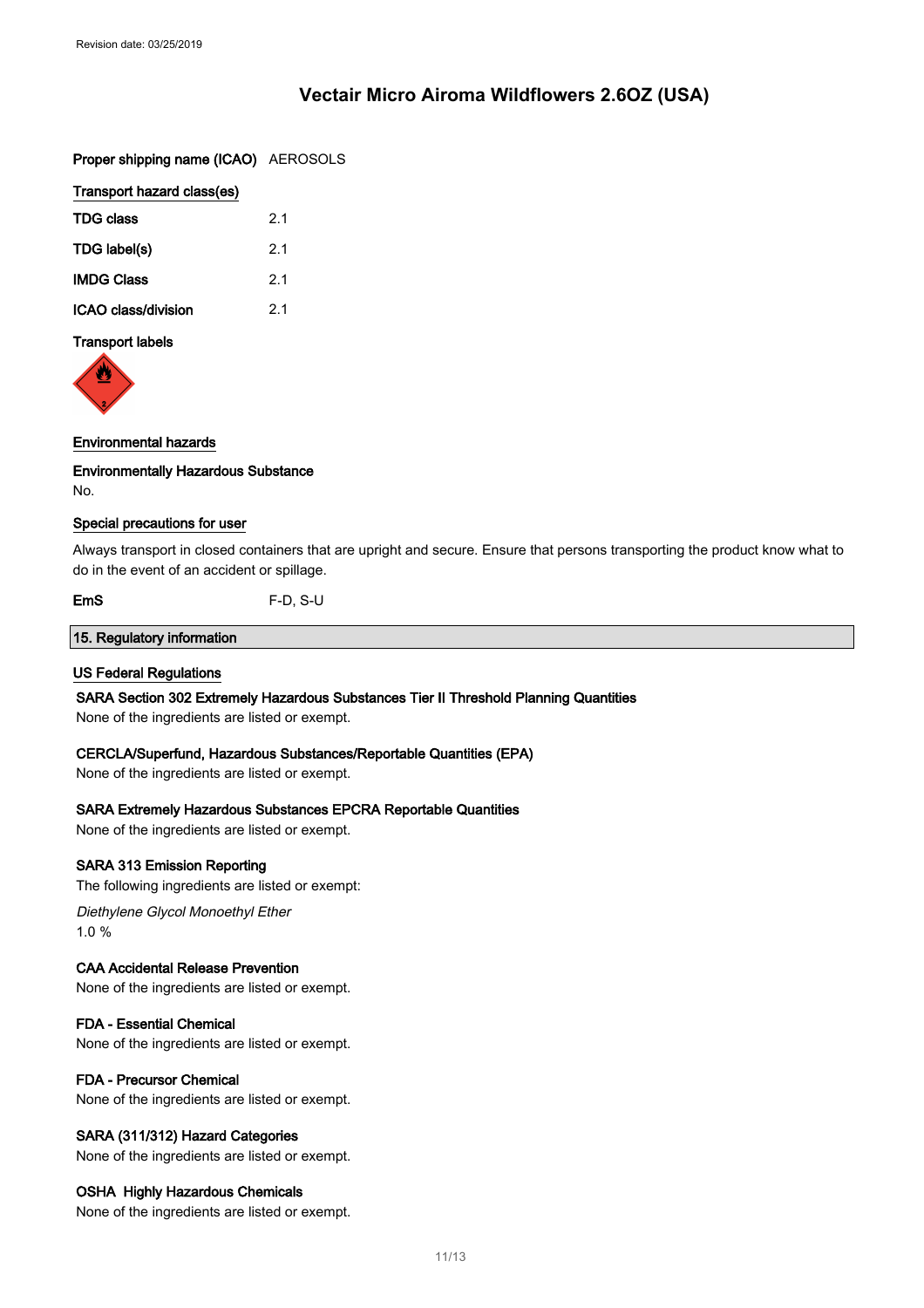# Vectair Micro Airoma Wildflowers 2.6OZ (USA)

| | |
|---|---|
| **Proper shipping name (ICAO)** | AEROSOLS |

**Transport hazard class(es)**

| | |
|---|---|
| **TDG class** | 2.1 |
| **TDG label(s)** | 2.1 |
| **IMDG Class** | 2.1 |
| **ICAO class/division** | 2.1 |

**Transport labels**

**Environmental hazards**

**Environmentally Hazardous Substance**

No.

**Special precautions for user**

Always transport in closed containers that are upright and secure. Ensure that persons transporting the product know what to do in the event of an accident or spillage.

| | |
|---|---|
| **EmS** | F-D, S-U |

## 15. Regulatory information

**US Federal Regulations**

**SARA Section 302 Extremely Hazardous Substances Tier II Threshold Planning Quantities**

None of the ingredients are listed or exempt.

**CERCLA/Superfund, Hazardous Substances/Reportable Quantities (EPA)**

None of the ingredients are listed or exempt.

**SARA Extremely Hazardous Substances EPCRA Reportable Quantities**

None of the ingredients are listed or exempt.

**SARA 313 Emission Reporting**

The following ingredients are listed or exempt:

*Diethylene Glycol Monoethyl Ether*

1.0 %

**CAA Accidental Release Prevention**

None of the ingredients are listed or exempt.

**FDA - Essential Chemical**

None of the ingredients are listed or exempt.

**FDA - Precursor Chemical**

None of the ingredients are listed or exempt.

**SARA (311/312) Hazard Categories**

None of the ingredients are listed or exempt.

**OSHA Highly Hazardous Chemicals**

None of the ingredients are listed or exempt.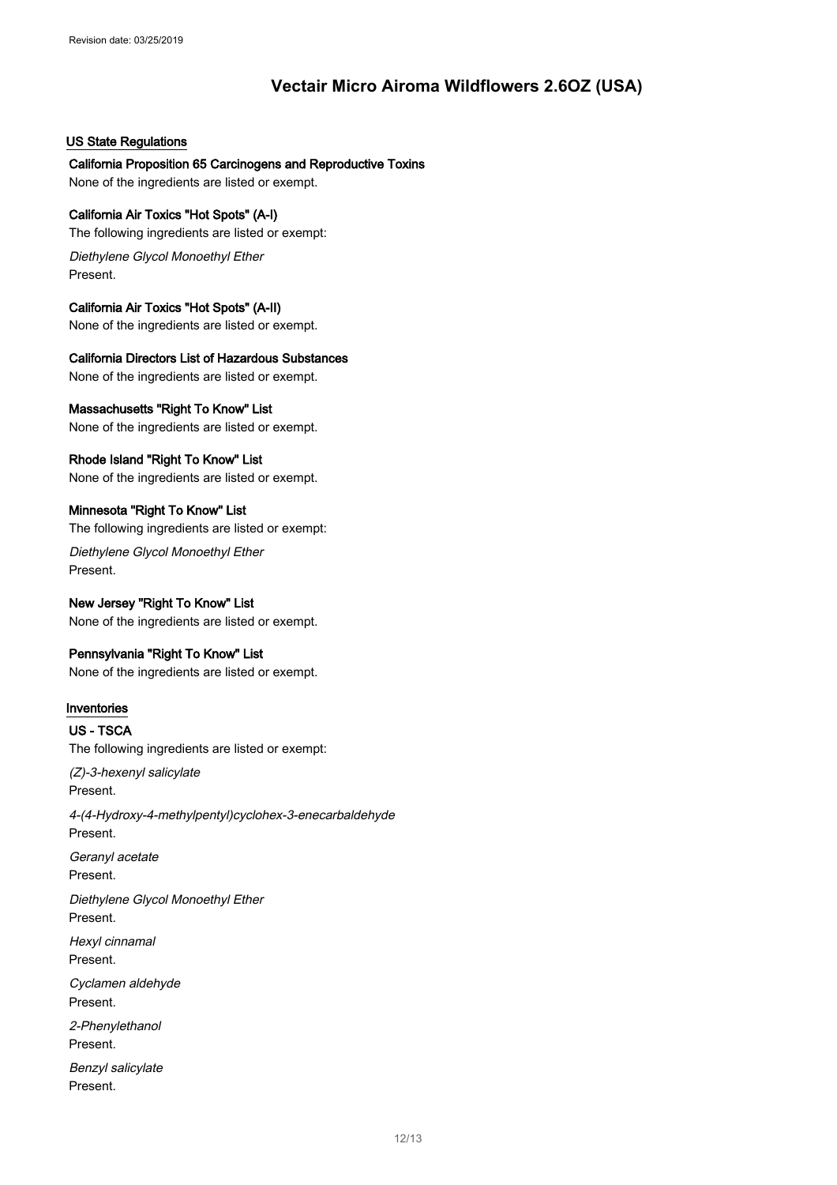### US State Regulations

**California Proposition 65 Carcinogens and Reproductive Toxins**

None of the ingredients are listed or exempt.

**California Air Toxics "Hot Spots" (A-I)**

The following ingredients are listed or exempt:

*Diethylene Glycol Monoethyl Ether*
Present.

**California Air Toxics "Hot Spots" (A-II)**

None of the ingredients are listed or exempt.

**California Directors List of Hazardous Substances**

None of the ingredients are listed or exempt.

**Massachusetts "Right To Know" List**

None of the ingredients are listed or exempt.

**Rhode Island "Right To Know" List**

None of the ingredients are listed or exempt.

**Minnesota "Right To Know" List**

The following ingredients are listed or exempt:

*Diethylene Glycol Monoethyl Ether*
Present.

**New Jersey "Right To Know" List**

None of the ingredients are listed or exempt.

**Pennsylvania "Right To Know" List**

None of the ingredients are listed or exempt.

### Inventories

**US - TSCA**

The following ingredients are listed or exempt:

*(Z)-3-hexenyl salicylate*
Present.

*4-(4-Hydroxy-4-methylpentyl)cyclohex-3-enecarbaldehyde*
Present.

*Geranyl acetate*
Present.

*Diethylene Glycol Monoethyl Ether*
Present.

*Hexyl cinnamal*
Present.

*Cyclamen aldehyde*
Present.

*2-Phenylethanol*
Present.

*Benzyl salicylate*
Present.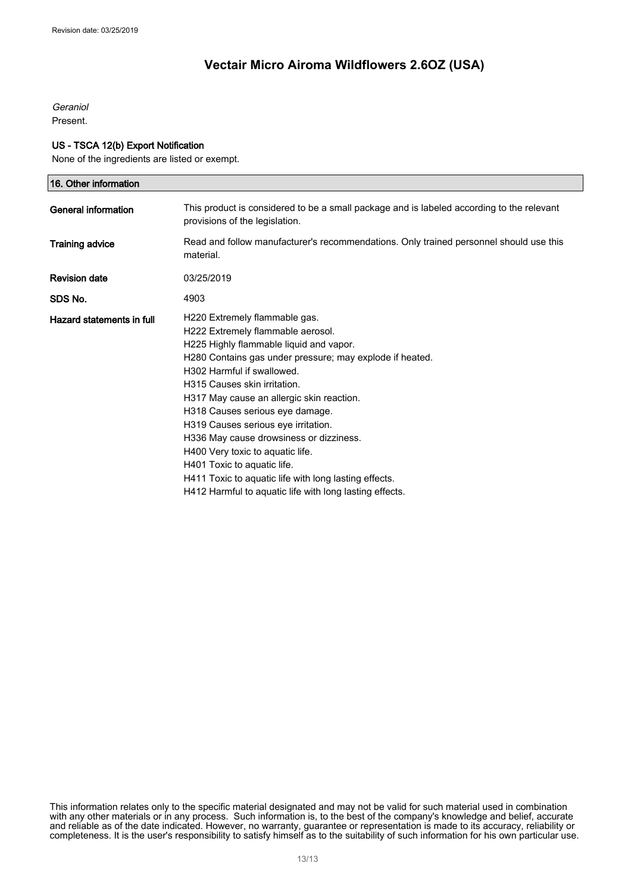*Geraniol*

Present.

### US - TSCA 12(b) Export Notification

None of the ingredients are listed or exempt.

## 16. Other information

| | |
|---|---|
| **General information** | This product is considered to be a small package and is labeled according to the relevant provisions of the legislation. |
| **Training advice** | Read and follow manufacturer's recommendations. Only trained personnel should use this material. |
| **Revision date** | 03/25/2019 |
| **SDS No.** | 4903 |
| **Hazard statements in full** | H220 Extremely flammable gas.<br>H222 Extremely flammable aerosol.<br>H225 Highly flammable liquid and vapor.<br>H280 Contains gas under pressure; may explode if heated.<br>H302 Harmful if swallowed.<br>H315 Causes skin irritation.<br>H317 May cause an allergic skin reaction.<br>H318 Causes serious eye damage.<br>H319 Causes serious eye irritation.<br>H336 May cause drowsiness or dizziness.<br>H400 Very toxic to aquatic life.<br>H401 Toxic to aquatic life.<br>H411 Toxic to aquatic life with long lasting effects.<br>H412 Harmful to aquatic life with long lasting effects. |

This information relates only to the specific material designated and may not be valid for such material used in combination with any other materials or in any process. Such information is, to the best of the company's knowledge and belief, accurate and reliable as of the date indicated. However, no warranty, guarantee or representation is made to its accuracy, reliability or completeness. It is the user's responsibility to satisfy himself as to the suitability of such information for his own particular use.